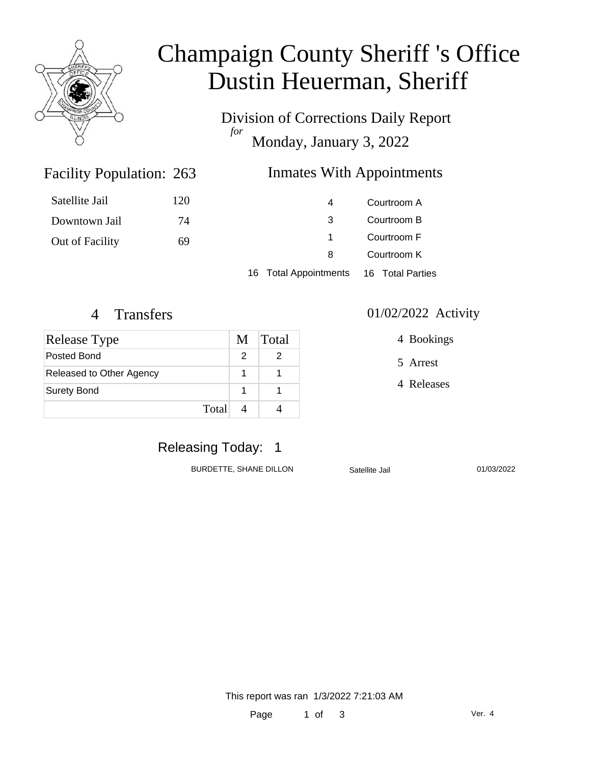# Champaign County Sheriff 's Office
# Dustin Heuerman, Sheriff

Division of Corrections Daily Report
*for*
Monday, January 3, 2022

## Facility Population: 263

| | |
|---|---|
| Satellite Jail | 120 |
| Downtown Jail | 74 |
| Out of Facility | 69 |

## Inmates With Appointments

| | |
|---|---|
| 4 | Courtroom A |
| 3 | Courtroom B |
| 1 | Courtroom F |
| 8 | Courtroom K |
| 16 Total Appointments | 16 Total Parties |

## 4 Transfers

| Release Type | M | Total |
|---|---|---|
| Posted Bond | 2 | 2 |
| Released to Other Agency | 1 | 1 |
| Surety Bond | 1 | 1 |
| Total | 4 | 4 |

## 01/02/2022 Activity

4 Bookings

5 Arrest

4 Releases

## Releasing Today: 1

| | | |
|---|---|---|
| BURDETTE, SHANE DILLON | Satellite Jail | 01/03/2022 |

This report was ran 1/3/2022 7:21:03 AM

Ver. 4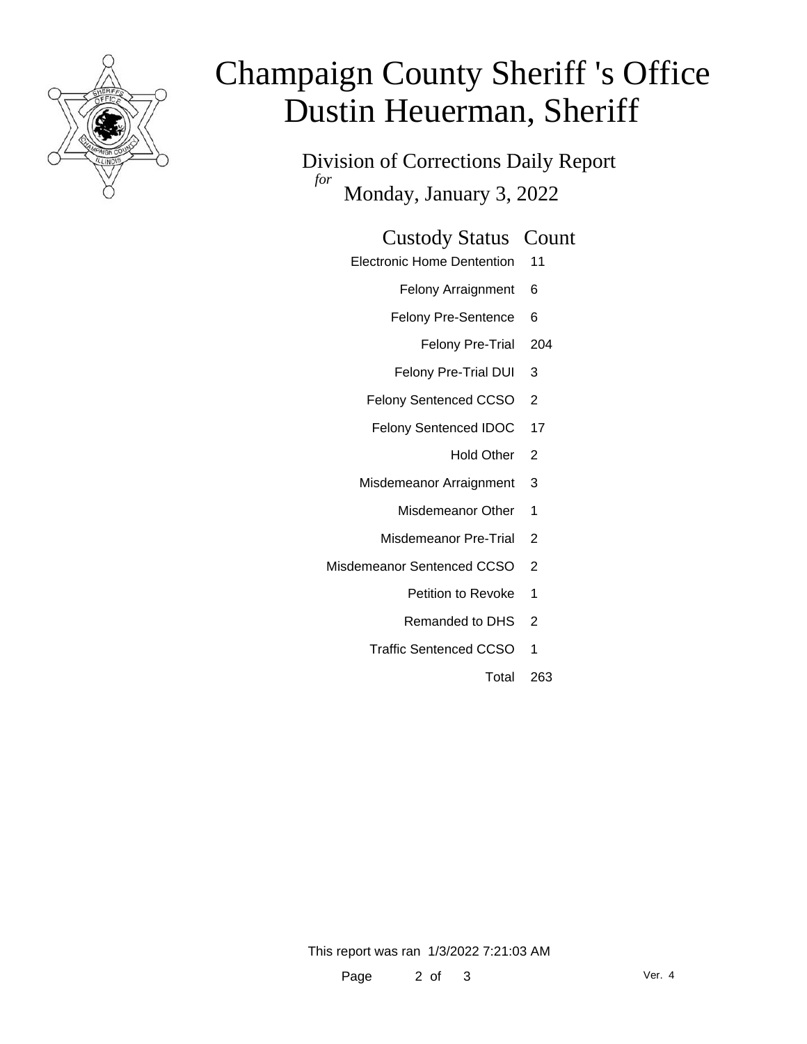# Champaign County Sheriff 's Office
# Dustin Heuerman, Sheriff

Division of Corrections Daily Report

*for* Monday, January 3, 2022

| Custody Status | Count |
|---|---|
| Electronic Home Dentention | 11 |
| Felony Arraignment | 6 |
| Felony Pre-Sentence | 6 |
| Felony Pre-Trial | 204 |
| Felony Pre-Trial DUI | 3 |
| Felony Sentenced CCSO | 2 |
| Felony Sentenced IDOC | 17 |
| Hold Other | 2 |
| Misdemeanor Arraignment | 3 |
| Misdemeanor Other | 1 |
| Misdemeanor Pre-Trial | 2 |
| Misdemeanor Sentenced CCSO | 2 |
| Petition to Revoke | 1 |
| Remanded to DHS | 2 |
| Traffic Sentenced CCSO | 1 |
| Total | 263 |

This report was ran 1/3/2022 7:21:03 AM

Ver. 4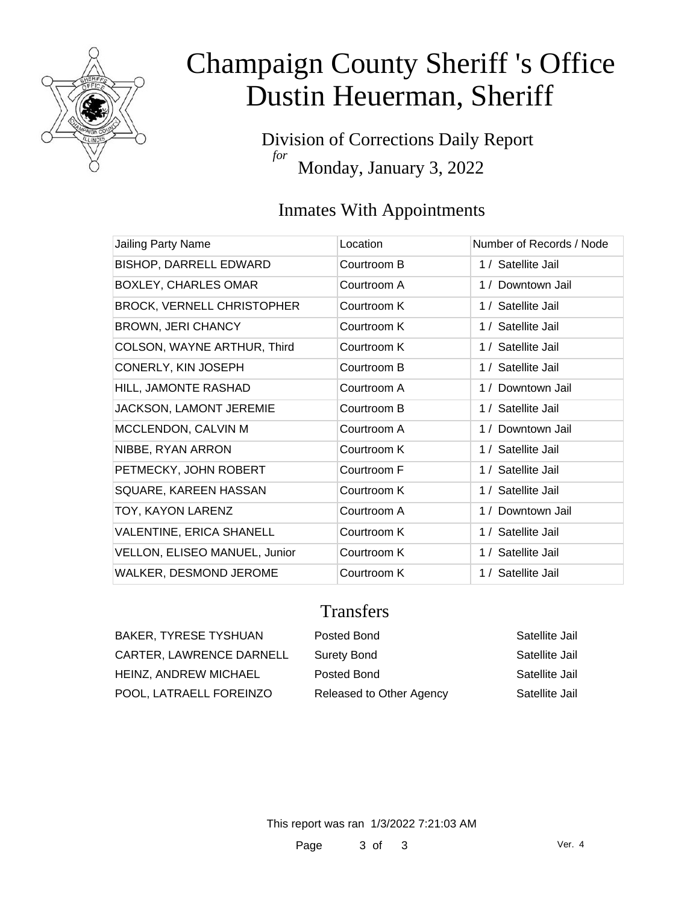# Champaign County Sheriff 's Office
# Dustin Heuerman, Sheriff

Division of Corrections Daily Report
*for*
Monday, January 3, 2022

## Inmates With Appointments

| Jailing Party Name | Location | Number of Records / Node |
|---|---|---|
| BISHOP, DARRELL EDWARD | Courtroom B | 1 / Satellite Jail |
| BOXLEY, CHARLES OMAR | Courtroom A | 1 / Downtown Jail |
| BROCK, VERNELL CHRISTOPHER | Courtroom K | 1 / Satellite Jail |
| BROWN, JERI CHANCY | Courtroom K | 1 / Satellite Jail |
| COLSON, WAYNE ARTHUR, Third | Courtroom K | 1 / Satellite Jail |
| CONERLY, KIN JOSEPH | Courtroom B | 1 / Satellite Jail |
| HILL, JAMONTE RASHAD | Courtroom A | 1 / Downtown Jail |
| JACKSON, LAMONT JEREMIE | Courtroom B | 1 / Satellite Jail |
| MCCLENDON, CALVIN M | Courtroom A | 1 / Downtown Jail |
| NIBBE, RYAN ARRON | Courtroom K | 1 / Satellite Jail |
| PETMECKY, JOHN ROBERT | Courtroom F | 1 / Satellite Jail |
| SQUARE, KAREEN HASSAN | Courtroom K | 1 / Satellite Jail |
| TOY, KAYON LARENZ | Courtroom A | 1 / Downtown Jail |
| VALENTINE, ERICA SHANELL | Courtroom K | 1 / Satellite Jail |
| VELLON, ELISEO MANUEL, Junior | Courtroom K | 1 / Satellite Jail |
| WALKER, DESMOND JEROME | Courtroom K | 1 / Satellite Jail |

## Transfers

| | | |
|---|---|---|
| BAKER, TYRESE TYSHUAN | Posted Bond | Satellite Jail |
| CARTER, LAWRENCE DARNELL | Surety Bond | Satellite Jail |
| HEINZ, ANDREW MICHAEL | Posted Bond | Satellite Jail |
| POOL, LATRAELL FOREINZO | Released to Other Agency | Satellite Jail |

This report was ran 1/3/2022 7:21:03 AM

Ver. 4